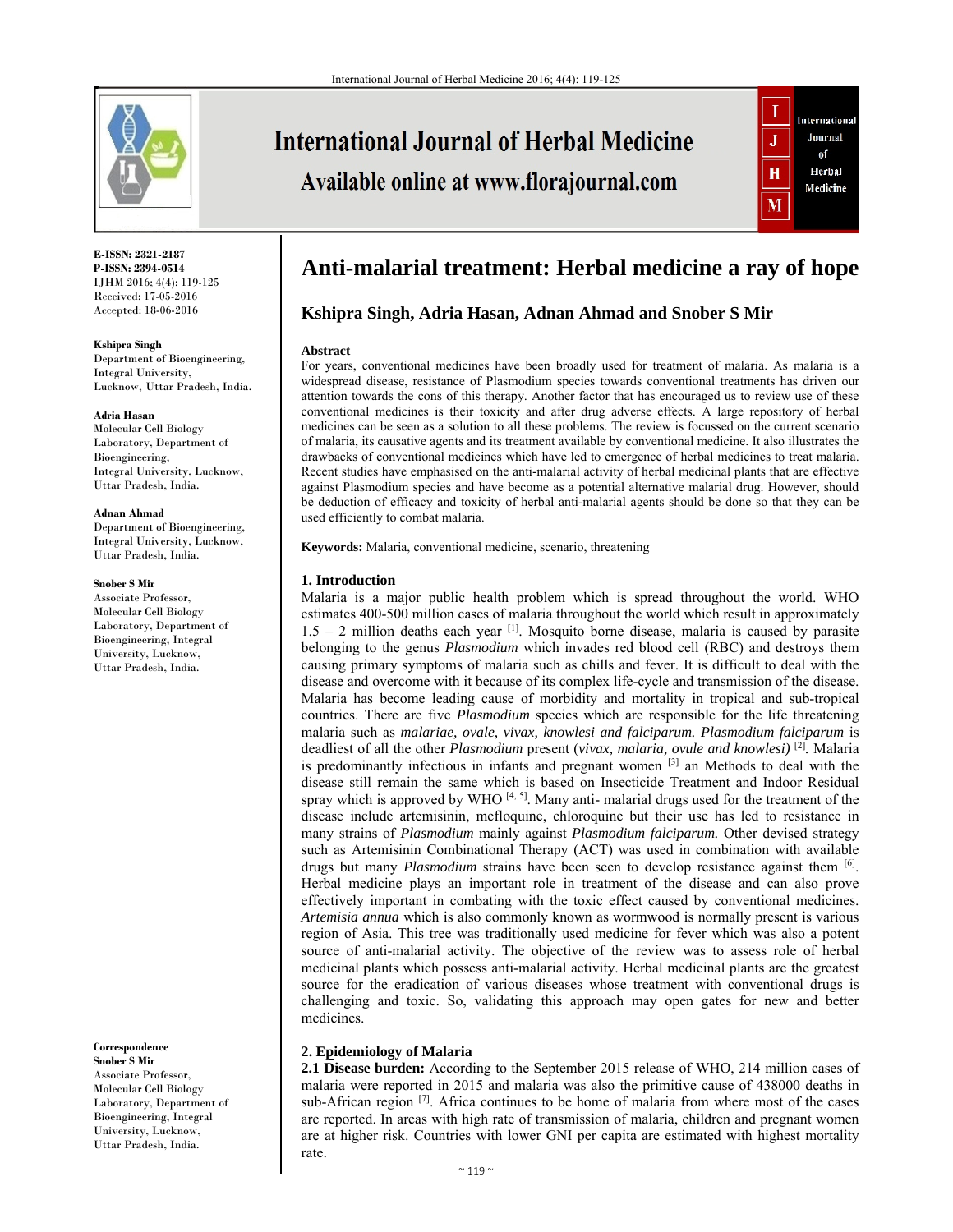# Anti-malarial treatment: Herbal medicine a ray of hope

**Kshipra Singh, Adria Hasan, Adnan Ahmad and Snober S Mir**

E-ISSN: 2321-2187
P-ISSN: 2394-0514
IJHM 2016; 4(4): 119-125
Received: 17-05-2016
Accepted: 18-06-2016

**Kshipra Singh**
Department of Bioengineering, Integral University, Lucknow, Uttar Pradesh, India.

**Adria Hasan**
Molecular Cell Biology Laboratory, Department of Bioengineering, Integral University, Lucknow, Uttar Pradesh, India.

**Adnan Ahmad**
Department of Bioengineering, Integral University, Lucknow, Uttar Pradesh, India.

**Snober S Mir**
Associate Professor, Molecular Cell Biology Laboratory, Department of Bioengineering, Integral University, Lucknow, Uttar Pradesh, India.

**Correspondence**
**Snober S Mir**
Associate Professor, Molecular Cell Biology Laboratory, Department of Bioengineering, Integral University, Lucknow, Uttar Pradesh, India.

## Abstract

For years, conventional medicines have been broadly used for treatment of malaria. As malaria is a widespread disease, resistance of Plasmodium species towards conventional treatments has driven our attention towards the cons of this therapy. Another factor that has encouraged us to review use of these conventional medicines is their toxicity and after drug adverse effects. A large repository of herbal medicines can be seen as a solution to all these problems. The review is focussed on the current scenario of malaria, its causative agents and its treatment available by conventional medicine. It also illustrates the drawbacks of conventional medicines which have led to emergence of herbal medicines to treat malaria. Recent studies have emphasised on the anti-malarial activity of herbal medicinal plants that are effective against Plasmodium species and have become as a potential alternative malarial drug. However, should be deduction of efficacy and toxicity of herbal anti-malarial agents should be done so that they can be used efficiently to combat malaria.

**Keywords:** Malaria, conventional medicine, scenario, threatening

## 1. Introduction

Malaria is a major public health problem which is spread throughout the world. WHO estimates 400-500 million cases of malaria throughout the world which result in approximately 1.5 – 2 million deaths each year [1]. Mosquito borne disease, malaria is caused by parasite belonging to the genus *Plasmodium* which invades red blood cell (RBC) and destroys them causing primary symptoms of malaria such as chills and fever. It is difficult to deal with the disease and overcome with it because of its complex life-cycle and transmission of the disease. Malaria has become leading cause of morbidity and mortality in tropical and sub-tropical countries. There are five *Plasmodium* species which are responsible for the life threatening malaria such as *malariae, ovale, vivax, knowlesi and falciparum. Plasmodium falciparum* is deadliest of all the other *Plasmodium* present (*vivax, malaria, ovule and knowlesi)* [2]. Malaria is predominantly infectious in infants and pregnant women [3] an Methods to deal with the disease still remain the same which is based on Insecticide Treatment and Indoor Residual spray which is approved by WHO [4, 5]. Many anti- malarial drugs used for the treatment of the disease include artemisinin, mefloquine, chloroquine but their use has led to resistance in many strains of *Plasmodium* mainly against *Plasmodium falciparum.* Other devised strategy such as Artemisinin Combinational Therapy (ACT) was used in combination with available drugs but many *Plasmodium* strains have been seen to develop resistance against them [6]. Herbal medicine plays an important role in treatment of the disease and can also prove effectively important in combating with the toxic effect caused by conventional medicines. *Artemisia annua* which is also commonly known as wormwood is normally present is various region of Asia. This tree was traditionally used medicine for fever which was also a potent source of anti-malarial activity. The objective of the review was to assess role of herbal medicinal plants which possess anti-malarial activity. Herbal medicinal plants are the greatest source for the eradication of various diseases whose treatment with conventional drugs is challenging and toxic. So, validating this approach may open gates for new and better medicines.

## 2. Epidemiology of Malaria

**2.1 Disease burden:** According to the September 2015 release of WHO, 214 million cases of malaria were reported in 2015 and malaria was also the primitive cause of 438000 deaths in sub-African region [7]. Africa continues to be home of malaria from where most of the cases are reported. In areas with high rate of transmission of malaria, children and pregnant women are at higher risk. Countries with lower GNI per capita are estimated with highest mortality rate.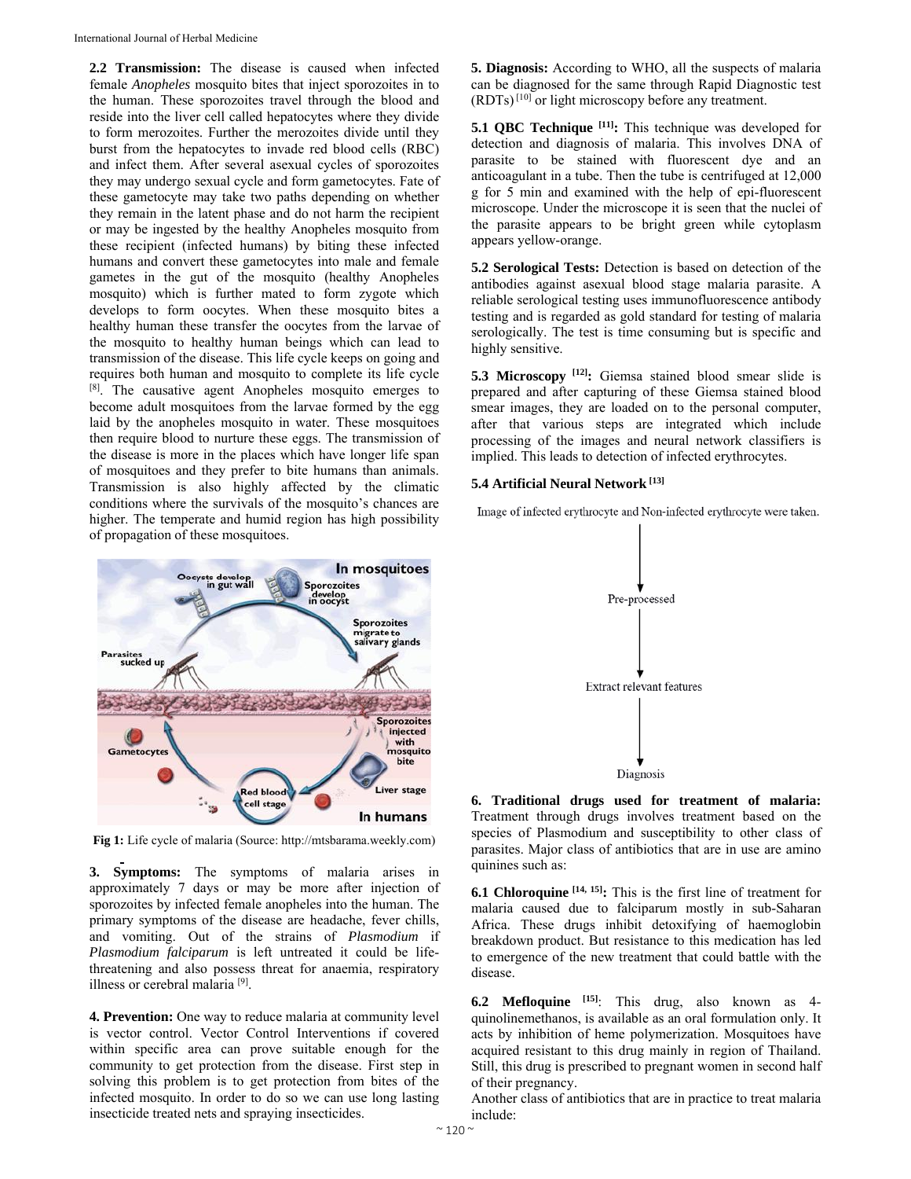**2.2 Transmission:** The disease is caused when infected female *Anopheles* mosquito bites that inject sporozoites in to the human. These sporozoites travel through the blood and reside into the liver cell called hepatocytes where they divide to form merozoites. Further the merozoites divide until they burst from the hepatocytes to invade red blood cells (RBC) and infect them. After several asexual cycles of sporozoites they may undergo sexual cycle and form gametocytes. Fate of these gametocyte may take two paths depending on whether they remain in the latent phase and do not harm the recipient or may be ingested by the healthy Anopheles mosquito from these recipient (infected humans) by biting these infected humans and convert these gametocytes into male and female gametes in the gut of the mosquito (healthy Anopheles mosquito) which is further mated to form zygote which develops to form oocytes. When these mosquito bites a healthy human these transfer the oocytes from the larvae of the mosquito to healthy human beings which can lead to transmission of the disease. This life cycle keeps on going and requires both human and mosquito to complete its life cycle [8]. The causative agent Anopheles mosquito emerges to become adult mosquitoes from the larvae formed by the egg laid by the anopheles mosquito in water. These mosquitoes then require blood to nurture these eggs. The transmission of the disease is more in the places which have longer life span of mosquitoes and they prefer to bite humans than animals. Transmission is also highly affected by the climatic conditions where the survivals of the mosquito's chances are higher. The temperate and humid region has high possibility of propagation of these mosquitoes.

**Fig 1:** Life cycle of malaria (Source: http://mtsbarama.weekly.com)

**3. Symptoms:** The symptoms of malaria arises in approximately 7 days or may be more after injection of sporozoites by infected female anopheles into the human. The primary symptoms of the disease are headache, fever chills, and vomiting. Out of the strains of *Plasmodium* if *Plasmodium falciparum* is left untreated it could be life-threatening and also possess threat for anaemia, respiratory illness or cerebral malaria [9].

**4. Prevention:** One way to reduce malaria at community level is vector control. Vector Control Interventions if covered within specific area can prove suitable enough for the community to get protection from the disease. First step in solving this problem is to get protection from bites of the infected mosquito. In order to do so we can use long lasting insecticide treated nets and spraying insecticides.

**5. Diagnosis:** According to WHO, all the suspects of malaria can be diagnosed for the same through Rapid Diagnostic test (RDTs) [10] or light microscopy before any treatment.

**5.1 QBC Technique [11]:** This technique was developed for detection and diagnosis of malaria. This involves DNA of parasite to be stained with fluorescent dye and an anticoagulant in a tube. Then the tube is centrifuged at 12,000 g for 5 min and examined with the help of epi-fluorescent microscope. Under the microscope it is seen that the nuclei of the parasite appears to be bright green while cytoplasm appears yellow-orange.

**5.2 Serological Tests:** Detection is based on detection of the antibodies against asexual blood stage malaria parasite. A reliable serological testing uses immunofluorescence antibody testing and is regarded as gold standard for testing of malaria serologically. The test is time consuming but is specific and highly sensitive.

**5.3 Microscopy [12]:** Giemsa stained blood smear slide is prepared and after capturing of these Giemsa stained blood smear images, they are loaded on to the personal computer, after that various steps are integrated which include processing of the images and neural network classifiers is implied. This leads to detection of infected erythrocytes.

**5.4 Artificial Neural Network [13]**

Image of infected erythrocyte and Non-infected erythrocyte were taken.

↓

Pre-processed

↓

Extract relevant features

↓

Diagnosis

**6. Traditional drugs used for treatment of malaria:** Treatment through drugs involves treatment based on the species of Plasmodium and susceptibility to other class of parasites. Major class of antibiotics that are in use are amino quinines such as:

**6.1 Chloroquine [14, 15]:** This is the first line of treatment for malaria caused due to falciparum mostly in sub-Saharan Africa. These drugs inhibit detoxifying of haemoglobin breakdown product. But resistance to this medication has led to emergence of the new treatment that could battle with the disease.

**6.2 Mefloquine [15]**: This drug, also known as 4-quinolinemethanos, is available as an oral formulation only. It acts by inhibition of heme polymerization. Mosquitoes have acquired resistant to this drug mainly in region of Thailand. Still, this drug is prescribed to pregnant women in second half of their pregnancy.

Another class of antibiotics that are in practice to treat malaria include: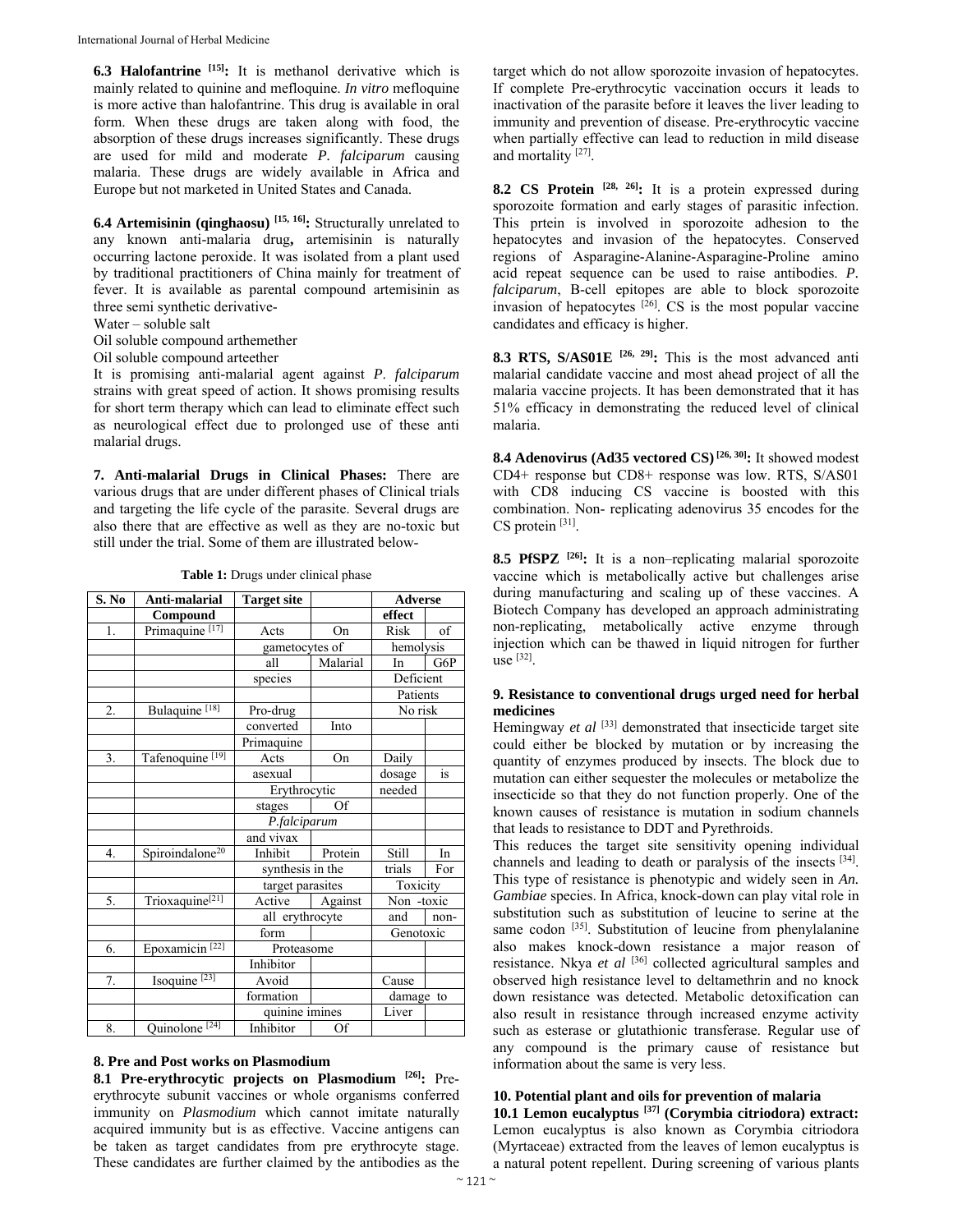**6.3 Halofantrine [15]:** It is methanol derivative which is mainly related to quinine and mefloquine. *In vitro* mefloquine is more active than halofantrine. This drug is available in oral form. When these drugs are taken along with food, the absorption of these drugs increases significantly. These drugs are used for mild and moderate *P. falciparum* causing malaria. These drugs are widely available in Africa and Europe but not marketed in United States and Canada.

**6.4 Artemisinin (qinghaosu) [15, 16]:** Structurally unrelated to any known anti-malaria drug**,** artemisinin is naturally occurring lactone peroxide. It was isolated from a plant used by traditional practitioners of China mainly for treatment of fever. It is available as parental compound artemisinin as three semi synthetic derivative-

Water – soluble salt

Oil soluble compound arthemether

Oil soluble compound arteether

It is promising anti-malarial agent against *P. falciparum* strains with great speed of action. It shows promising results for short term therapy which can lead to eliminate effect such as neurological effect due to prolonged use of these anti malarial drugs.

**7. Anti-malarial Drugs in Clinical Phases:** There are various drugs that are under different phases of Clinical trials and targeting the life cycle of the parasite. Several drugs are also there that are effective as well as they are no-toxic but still under the trial. Some of them are illustrated below-

**Table 1:** Drugs under clinical phase

| S. No | Anti-malarial Compound | Target site | Adverse effect |
|---|---|---|---|
| 1. | Primaquine [17] | Acts On gametocytes of all Malarial species | Risk of hemolysis In G6P Deficient Patients |
| 2. | Bulaquine [18] | Pro-drug converted Into Primaquine | No risk |
| 3. | Tafenoquine [19] | Acts On asexual Erythrocytic stages Of *P.falciparum* and vivax | Daily dosage is needed |
| 4. | Spiroindalone[20] | Inhibit Protein synthesis in the target parasites | Still In trials For Toxicity |
| 5. | Trioxaquine[21] | Active Against all erythrocyte form | Non -toxic and non-Genotoxic |
| 6. | Epoxamicin [22] | Proteasome Inhibitor | |
| 7. | Isoquine [23] | Avoid formation quinine imines | Cause damage to Liver |
| 8. | Quinolone [24] | Inhibitor Of | |

## 8. Pre and Post works on Plasmodium

**8.1 Pre-erythrocytic projects on Plasmodium [26]:** Pre-erythrocyte subunit vaccines or whole organisms conferred immunity on *Plasmodium* which cannot imitate naturally acquired immunity but is as effective. Vaccine antigens can be taken as target candidates from pre erythrocyte stage. These candidates are further claimed by the antibodies as the target which do not allow sporozoite invasion of hepatocytes. If complete Pre-erythrocytic vaccination occurs it leads to inactivation of the parasite before it leaves the liver leading to immunity and prevention of disease. Pre-erythrocytic vaccine when partially effective can lead to reduction in mild disease and mortality [27].

**8.2 CS Protein [28, 26]:** It is a protein expressed during sporozoite formation and early stages of parasitic infection. This prtein is involved in sporozoite adhesion to the hepatocytes and invasion of the hepatocytes. Conserved regions of Asparagine-Alanine-Asparagine-Proline amino acid repeat sequence can be used to raise antibodies. *P. falciparum*, B-cell epitopes are able to block sporozoite invasion of hepatocytes [26]. CS is the most popular vaccine candidates and efficacy is higher.

**8.3 RTS, S/AS01E [26, 29]:** This is the most advanced anti malarial candidate vaccine and most ahead project of all the malaria vaccine projects. It has been demonstrated that it has 51% efficacy in demonstrating the reduced level of clinical malaria.

**8.4 Adenovirus (Ad35 vectored CS) [26, 30]:** It showed modest CD4+ response but CD8+ response was low. RTS, S/AS01 with CD8 inducing CS vaccine is boosted with this combination. Non- replicating adenovirus 35 encodes for the CS protein [31].

**8.5 PfSPZ [26]:** It is a non–replicating malarial sporozoite vaccine which is metabolically active but challenges arise during manufacturing and scaling up of these vaccines. A Biotech Company has developed an approach administrating non-replicating, metabolically active enzyme through injection which can be thawed in liquid nitrogen for further use [32].

## 9. Resistance to conventional drugs urged need for herbal medicines

Hemingway *et al* [33] demonstrated that insecticide target site could either be blocked by mutation or by increasing the quantity of enzymes produced by insects. The block due to mutation can either sequester the molecules or metabolize the insecticide so that they do not function properly. One of the known causes of resistance is mutation in sodium channels that leads to resistance to DDT and Pyrethroids.

This reduces the target site sensitivity opening individual channels and leading to death or paralysis of the insects [34]. This type of resistance is phenotypic and widely seen in *An. Gambiae* species. In Africa, knock-down can play vital role in substitution such as substitution of leucine to serine at the same codon [35]. Substitution of leucine from phenylalanine also makes knock-down resistance a major reason of resistance. Nkya *et al* [36] collected agricultural samples and observed high resistance level to deltamethrin and no knock down resistance was detected. Metabolic detoxification can also result in resistance through increased enzyme activity such as esterase or glutathionic transferase. Regular use of any compound is the primary cause of resistance but information about the same is very less.

## 10. Potential plant and oils for prevention of malaria

**10.1 Lemon eucalyptus [37] (Corymbia citriodora) extract:** Lemon eucalyptus is also known as Corymbia citriodora (Myrtaceae) extracted from the leaves of lemon eucalyptus is a natural potent repellent. During screening of various plants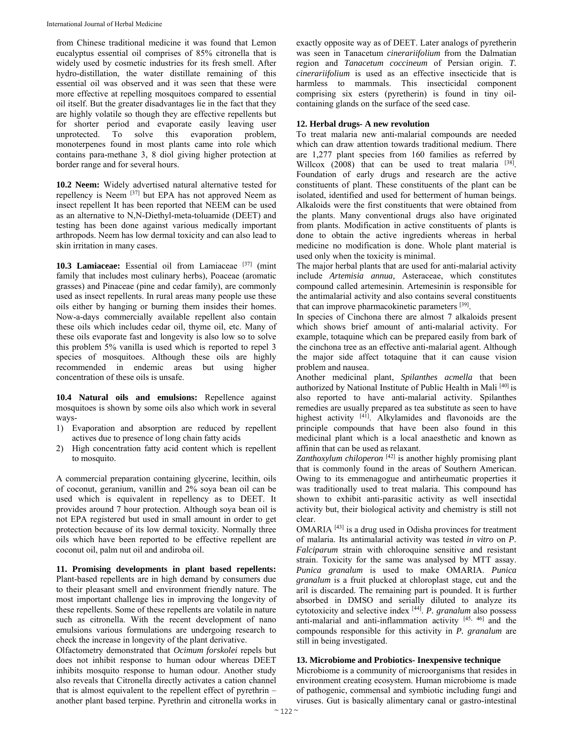from Chinese traditional medicine it was found that Lemon eucalyptus essential oil comprises of 85% citronella that is widely used by cosmetic industries for its fresh smell. After hydro-distillation, the water distillate remaining of this essential oil was observed and it was seen that these were more effective at repelling mosquitoes compared to essential oil itself. But the greater disadvantages lie in the fact that they are highly volatile so though they are effective repellents but for shorter period and evaporate easily leaving user unprotected. To solve this evaporation problem, monoterpenes found in most plants came into role which contains para-methane 3, 8 diol giving higher protection at border range and for several hours.

**10.2 Neem:** Widely advertised natural alternative tested for repellency is Neem [37] but EPA has not approved Neem as insect repellent It has been reported that NEEM can be used as an alternative to N,N-Diethyl-meta-toluamide (DEET) and testing has been done against various medically important arthropods. Neem has low dermal toxicity and can also lead to skin irritation in many cases.

**10.3 Lamiaceae:** Essential oil from Lamiaceae [37] (mint family that includes most culinary herbs), Poaceae (aromatic grasses) and Pinaceae (pine and cedar family), are commonly used as insect repellents. In rural areas many people use these oils either by hanging or burning them insides their homes. Now-a-days commercially available repellent also contain these oils which includes cedar oil, thyme oil, etc. Many of these oils evaporate fast and longevity is also low so to solve this problem 5% vanilla is used which is reported to repel 3 species of mosquitoes. Although these oils are highly recommended in endemic areas but using higher concentration of these oils is unsafe.

**10.4 Natural oils and emulsions:** Repellence against mosquitoes is shown by some oils also which work in several ways-

1) Evaporation and absorption are reduced by repellent actives due to presence of long chain fatty acids
2) High concentration fatty acid content which is repellent to mosquito.

A commercial preparation containing glycerine, lecithin, oils of coconut, geranium, vanillin and 2% soya bean oil can be used which is equivalent in repellency as to DEET. It provides around 7 hour protection. Although soya bean oil is not EPA registered but used in small amount in order to get protection because of its low dermal toxicity. Normally three oils which have been reported to be effective repellent are coconut oil, palm nut oil and andiroba oil.

**11. Promising developments in plant based repellents:** Plant-based repellents are in high demand by consumers due to their pleasant smell and environment friendly nature. The most important challenge lies in improving the longevity of these repellents. Some of these repellents are volatile in nature such as citronella. With the recent development of nano emulsions various formulations are undergoing research to check the increase in longevity of the plant derivative.

Olfactometry demonstrated that *Ocimum forskolei* repels but does not inhibit response to human odour whereas DEET inhibits mosquito response to human odour. Another study also reveals that Citronella directly activates a cation channel that is almost equivalent to the repellent effect of pyrethrin – another plant based terpine. Pyrethrin and citronella works in exactly opposite way as of DEET. Later analogs of pyretherin was seen in Tanacetum *cinerariifolium* from the Dalmatian region and *Tanacetum coccineum* of Persian origin. *T. cinerariifolium* is used as an effective insecticide that is harmless to mammals. This insecticidal component comprising six esters (pyretherin) is found in tiny oil-containing glands on the surface of the seed case.

**12. Herbal drugs- A new revolution**

To treat malaria new anti-malarial compounds are needed which can draw attention towards traditional medium. There are 1,277 plant species from 160 families as referred by Willcox (2008) that can be used to treat malaria [38]. Foundation of early drugs and research are the active constituents of plant. These constituents of the plant can be isolated, identified and used for betterment of human beings. Alkaloids were the first constituents that were obtained from the plants. Many conventional drugs also have originated from plants. Modification in active constituents of plants is done to obtain the active ingredients whereas in herbal medicine no modification is done. Whole plant material is used only when the toxicity is minimal.

The major herbal plants that are used for anti-malarial activity include *Artemisia annua,* Asteraceae, which constitutes compound called artemesinin. Artemesinin is responsible for the antimalarial activity and also contains several constituents that can improve pharmacokinetic parameters [39].

In species of Cinchona there are almost 7 alkaloids present which shows brief amount of anti-malarial activity. For example, totaquine which can be prepared easily from bark of the cinchona tree as an effective anti-malarial agent. Although the major side affect totaquine that it can cause vision problem and nausea.

Another medicinal plant, *Spilanthes acmella* that been authorized by National Institute of Public Health in Mali [40] is also reported to have anti-malarial activity. Spilanthes remedies are usually prepared as tea substitute as seen to have highest activity [41]. Alkylamides and flavonoids are the principle compounds that have been also found in this medicinal plant which is a local anaesthetic and known as affinin that can be used as relaxant.

*Zanthoxylum chiloperon* [42] is another highly promising plant that is commonly found in the areas of Southern American. Owing to its emmenagogue and antirheumatic properties it was traditionally used to treat malaria. This compound has shown to exhibit anti-parasitic activity as well insectidal activity but, their biological activity and chemistry is still not clear.

OMARIA [43] is a drug used in Odisha provinces for treatment of malaria. Its antimalarial activity was tested *in vitro* on *P. Falciparum* strain with chloroquine sensitive and resistant strain. Toxicity for the same was analysed by MTT assay. *Punica granalum* is used to make OMARIA. *Punica granalum* is a fruit plucked at chloroplast stage, cut and the aril is discarded. The remaining part is pounded. It is further absorbed in DMSO and serially diluted to analyze its cytotoxicity and selective index [44]. *P. granalum* also possess anti-malarial and anti-inflammation activity [45, 46] and the compounds responsible for this activity in *P. granalum* are still in being investigated.

**13. Microbiome and Probiotics- Inexpensive technique**

Microbiome is a community of microorganisms that resides in environment creating ecosystem. Human microbiome is made of pathogenic, commensal and symbiotic including fungi and viruses. Gut is basically alimentary canal or gastro-intestinal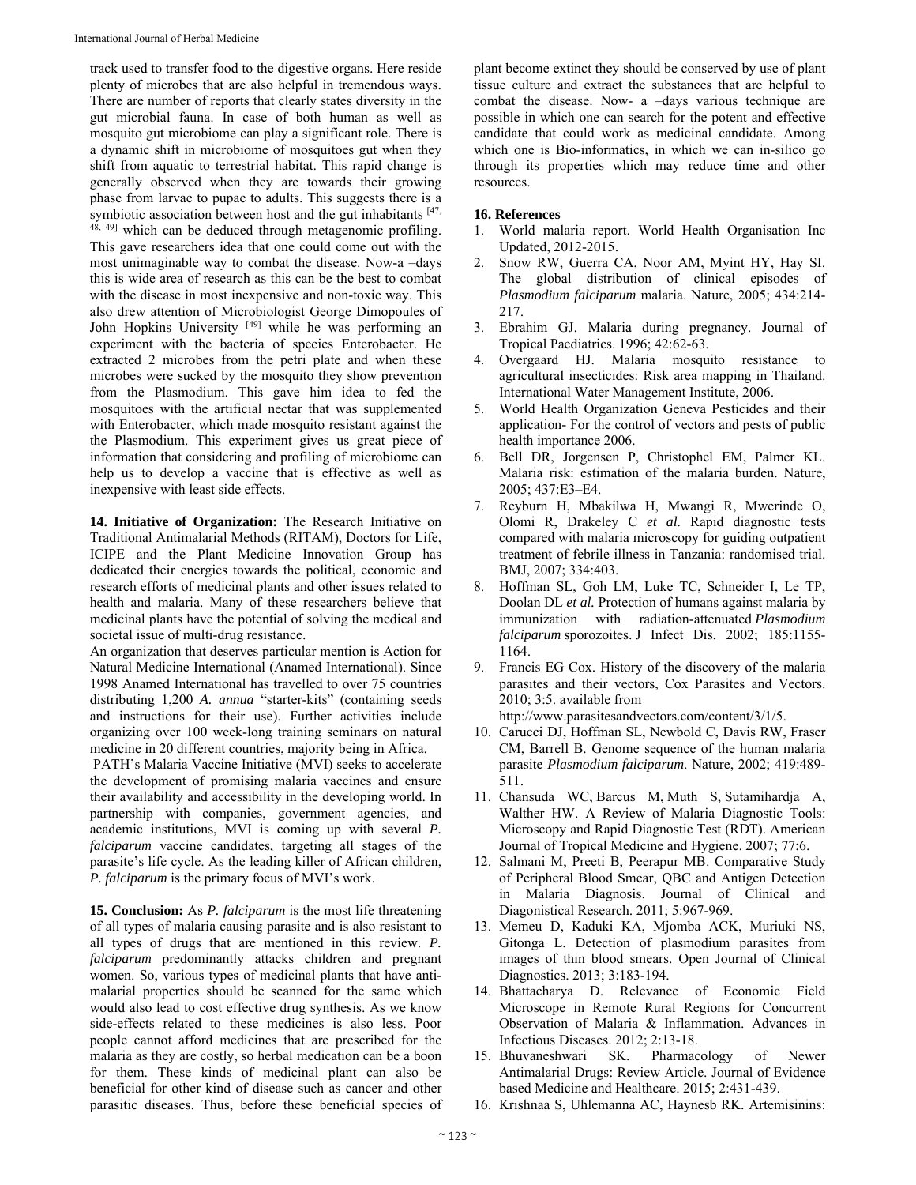track used to transfer food to the digestive organs. Here reside plenty of microbes that are also helpful in tremendous ways. There are number of reports that clearly states diversity in the gut microbial fauna. In case of both human as well as mosquito gut microbiome can play a significant role. There is a dynamic shift in microbiome of mosquitoes gut when they shift from aquatic to terrestrial habitat. This rapid change is generally observed when they are towards their growing phase from larvae to pupae to adults. This suggests there is a symbiotic association between host and the gut inhabitants [47, 48, 49] which can be deduced through metagenomic profiling. This gave researchers idea that one could come out with the most unimaginable way to combat the disease. Now-a –days this is wide area of research as this can be the best to combat with the disease in most inexpensive and non-toxic way. This also drew attention of Microbiologist George Dimopoules of John Hopkins University [49] while he was performing an experiment with the bacteria of species Enterobacter. He extracted 2 microbes from the petri plate and when these microbes were sucked by the mosquito they show prevention from the Plasmodium. This gave him idea to fed the mosquitoes with the artificial nectar that was supplemented with Enterobacter, which made mosquito resistant against the the Plasmodium. This experiment gives us great piece of information that considering and profiling of microbiome can help us to develop a vaccine that is effective as well as inexpensive with least side effects.

**14. Initiative of Organization:** The Research Initiative on Traditional Antimalarial Methods (RITAM), Doctors for Life, ICIPE and the Plant Medicine Innovation Group has dedicated their energies towards the political, economic and research efforts of medicinal plants and other issues related to health and malaria. Many of these researchers believe that medicinal plants have the potential of solving the medical and societal issue of multi-drug resistance.

An organization that deserves particular mention is Action for Natural Medicine International (Anamed International). Since 1998 Anamed International has travelled to over 75 countries distributing 1,200 *A. annua* "starter-kits" (containing seeds and instructions for their use). Further activities include organizing over 100 week-long training seminars on natural medicine in 20 different countries, majority being in Africa.

PATH's Malaria Vaccine Initiative (MVI) seeks to accelerate the development of promising malaria vaccines and ensure their availability and accessibility in the developing world. In partnership with companies, government agencies, and academic institutions, MVI is coming up with several *P. falciparum* vaccine candidates, targeting all stages of the parasite's life cycle. As the leading killer of African children, *P. falciparum* is the primary focus of MVI's work.

**15. Conclusion:** As *P. falciparum* is the most life threatening of all types of malaria causing parasite and is also resistant to all types of drugs that are mentioned in this review. *P. falciparum* predominantly attacks children and pregnant women. So, various types of medicinal plants that have anti-malarial properties should be scanned for the same which would also lead to cost effective drug synthesis. As we know side-effects related to these medicines is also less. Poor people cannot afford medicines that are prescribed for the malaria as they are costly, so herbal medication can be a boon for them. These kinds of medicinal plant can also be beneficial for other kind of disease such as cancer and other parasitic diseases. Thus, before these beneficial species of plant become extinct they should be conserved by use of plant tissue culture and extract the substances that are helpful to combat the disease. Now- a –days various technique are possible in which one can search for the potent and effective candidate that could work as medicinal candidate. Among which one is Bio-informatics, in which we can in-silico go through its properties which may reduce time and other resources.

**16. References**

1. World malaria report. World Health Organisation Inc Updated, 2012-2015.
2. Snow RW, Guerra CA, Noor AM, Myint HY, Hay SI. The global distribution of clinical episodes of *Plasmodium falciparum* malaria. Nature, 2005; 434:214-217.
3. Ebrahim GJ. Malaria during pregnancy. Journal of Tropical Paediatrics. 1996; 42:62-63.
4. Overgaard HJ. Malaria mosquito resistance to agricultural insecticides: Risk area mapping in Thailand. International Water Management Institute, 2006.
5. World Health Organization Geneva Pesticides and their application- For the control of vectors and pests of public health importance 2006.
6. Bell DR, Jorgensen P, Christophel EM, Palmer KL. Malaria risk: estimation of the malaria burden. Nature, 2005; 437:E3–E4.
7. Reyburn H, Mbakilwa H, Mwangi R, Mwerinde O, Olomi R, Drakeley C *et al.* Rapid diagnostic tests compared with malaria microscopy for guiding outpatient treatment of febrile illness in Tanzania: randomised trial. BMJ, 2007; 334:403.
8. Hoffman SL, Goh LM, Luke TC, Schneider I, Le TP, Doolan DL *et al.* Protection of humans against malaria by immunization with radiation-attenuated *Plasmodium falciparum* sporozoites. J Infect Dis. 2002; 185:1155-1164.
9. Francis EG Cox. History of the discovery of the malaria parasites and their vectors, Cox Parasites and Vectors. 2010; 3:5. available from http://www.parasitesandvectors.com/content/3/1/5.
10. Carucci DJ, Hoffman SL, Newbold C, Davis RW, Fraser CM, Barrell B. Genome sequence of the human malaria parasite *Plasmodium falciparum*. Nature, 2002; 419:489-511.
11. Chansuda WC, Barcus M, Muth S, Sutamihardja A, Walther HW. A Review of Malaria Diagnostic Tools: Microscopy and Rapid Diagnostic Test (RDT). American Journal of Tropical Medicine and Hygiene. 2007; 77:6.
12. Salmani M, Preeti B, Peerapur MB. Comparative Study of Peripheral Blood Smear, QBC and Antigen Detection in Malaria Diagnosis. Journal of Clinical and Diagonistical Research. 2011; 5:967-969.
13. Memeu D, Kaduki KA, Mjomba ACK, Muriuki NS, Gitonga L. Detection of plasmodium parasites from images of thin blood smears. Open Journal of Clinical Diagnostics. 2013; 3:183-194.
14. Bhattacharya D. Relevance of Economic Field Microscope in Remote Rural Regions for Concurrent Observation of Malaria & Inflammation. Advances in Infectious Diseases. 2012; 2:13-18.
15. Bhuvaneshwari SK. Pharmacology of Newer Antimalarial Drugs: Review Article. Journal of Evidence based Medicine and Healthcare. 2015; 2:431-439.
16. Krishnaa S, Uhlemanna AC, Haynesb RK. Artemisinins: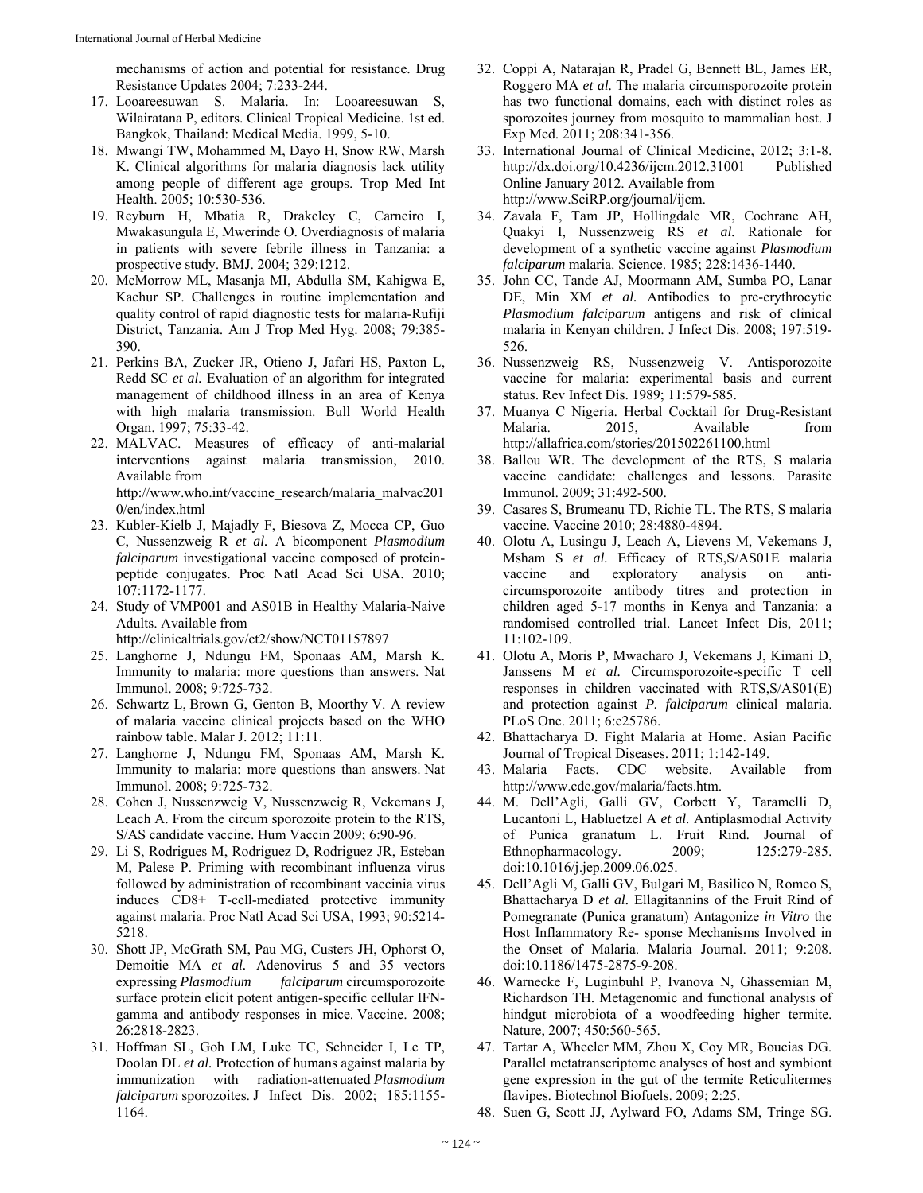mechanisms of action and potential for resistance. Drug Resistance Updates 2004; 7:233-244.

17. Looareesuwan S. Malaria. In: Looareesuwan S, Wilairatana P, editors. Clinical Tropical Medicine. 1st ed. Bangkok, Thailand: Medical Media. 1999, 5-10.
18. Mwangi TW, Mohammed M, Dayo H, Snow RW, Marsh K. Clinical algorithms for malaria diagnosis lack utility among people of different age groups. Trop Med Int Health. 2005; 10:530-536.
19. Reyburn H, Mbatia R, Drakeley C, Carneiro I, Mwakasungula E, Mwerinde O. Overdiagnosis of malaria in patients with severe febrile illness in Tanzania: a prospective study. BMJ. 2004; 329:1212.
20. McMorrow ML, Masanja MI, Abdulla SM, Kahigwa E, Kachur SP. Challenges in routine implementation and quality control of rapid diagnostic tests for malaria-Rufiji District, Tanzania. Am J Trop Med Hyg. 2008; 79:385-390.
21. Perkins BA, Zucker JR, Otieno J, Jafari HS, Paxton L, Redd SC *et al.* Evaluation of an algorithm for integrated management of childhood illness in an area of Kenya with high malaria transmission. Bull World Health Organ. 1997; 75:33-42.
22. MALVAC. Measures of efficacy of anti-malarial interventions against malaria transmission, 2010. Available from http://www.who.int/vaccine_research/malaria_malvac2010/en/index.html
23. Kubler-Kielb J, Majadly F, Biesova Z, Mocca CP, Guo C, Nussenzweig R *et al.* A bicomponent *Plasmodium falciparum* investigational vaccine composed of protein-peptide conjugates. Proc Natl Acad Sci USA. 2010; 107:1172-1177.
24. Study of VMP001 and AS01B in Healthy Malaria-Naive Adults. Available from http://clinicaltrials.gov/ct2/show/NCT01157897
25. Langhorne J, Ndungu FM, Sponaas AM, Marsh K. Immunity to malaria: more questions than answers. Nat Immunol. 2008; 9:725-732.
26. Schwartz L, Brown G, Genton B, Moorthy V. A review of malaria vaccine clinical projects based on the WHO rainbow table. Malar J. 2012; 11:11.
27. Langhorne J, Ndungu FM, Sponaas AM, Marsh K. Immunity to malaria: more questions than answers. Nat Immunol. 2008; 9:725-732.
28. Cohen J, Nussenzweig V, Nussenzweig R, Vekemans J, Leach A. From the circum sporozoite protein to the RTS, S/AS candidate vaccine. Hum Vaccin 2009; 6:90-96.
29. Li S, Rodrigues M, Rodriguez D, Rodriguez JR, Esteban M, Palese P. Priming with recombinant influenza virus followed by administration of recombinant vaccinia virus induces CD8+ T-cell-mediated protective immunity against malaria. Proc Natl Acad Sci USA, 1993; 90:5214-5218.
30. Shott JP, McGrath SM, Pau MG, Custers JH, Ophorst O, Demoitie MA *et al.* Adenovirus 5 and 35 vectors expressing *Plasmodium falciparum* circumsporozoite surface protein elicit potent antigen-specific cellular IFN-gamma and antibody responses in mice. Vaccine. 2008; 26:2818-2823.
31. Hoffman SL, Goh LM, Luke TC, Schneider I, Le TP, Doolan DL *et al.* Protection of humans against malaria by immunization with radiation-attenuated *Plasmodium falciparum* sporozoites. J Infect Dis. 2002; 185:1155-1164.
32. Coppi A, Natarajan R, Pradel G, Bennett BL, James ER, Roggero MA *et al.* The malaria circumsporozoite protein has two functional domains, each with distinct roles as sporozoites journey from mosquito to mammalian host. J Exp Med. 2011; 208:341-356.
33. International Journal of Clinical Medicine, 2012; 3:1-8. http://dx.doi.org/10.4236/ijcm.2012.31001 Published Online January 2012. Available from http://www.SciRP.org/journal/ijcm.
34. Zavala F, Tam JP, Hollingdale MR, Cochrane AH, Quakyi I, Nussenzweig RS *et al.* Rationale for development of a synthetic vaccine against *Plasmodium falciparum* malaria. Science. 1985; 228:1436-1440.
35. John CC, Tande AJ, Moormann AM, Sumba PO, Lanar DE, Min XM *et al.* Antibodies to pre-erythrocytic *Plasmodium falciparum* antigens and risk of clinical malaria in Kenyan children. J Infect Dis. 2008; 197:519-526.
36. Nussenzweig RS, Nussenzweig V. Antisporozoite vaccine for malaria: experimental basis and current status. Rev Infect Dis. 1989; 11:579-585.
37. Muanya C Nigeria. Herbal Cocktail for Drug-Resistant Malaria. 2015, Available from http://allafrica.com/stories/201502261100.html
38. Ballou WR. The development of the RTS, S malaria vaccine candidate: challenges and lessons. Parasite Immunol. 2009; 31:492-500.
39. Casares S, Brumeanu TD, Richie TL. The RTS, S malaria vaccine. Vaccine 2010; 28:4880-4894.
40. Olotu A, Lusingu J, Leach A, Lievens M, Vekemans J, Msham S *et al.* Efficacy of RTS,S/AS01E malaria vaccine and exploratory analysis on anti-circumsporozoite antibody titres and protection in children aged 5-17 months in Kenya and Tanzania: a randomised controlled trial. Lancet Infect Dis, 2011; 11:102-109.
41. Olotu A, Moris P, Mwacharo J, Vekemans J, Kimani D, Janssens M *et al.* Circumsporozoite-specific T cell responses in children vaccinated with RTS,S/AS01(E) and protection against *P. falciparum* clinical malaria. PLoS One. 2011; 6:e25786.
42. Bhattacharya D. Fight Malaria at Home. Asian Pacific Journal of Tropical Diseases. 2011; 1:142-149.
43. Malaria Facts. CDC website. Available from http://www.cdc.gov/malaria/facts.htm.
44. M. Dell'Agli, Galli GV, Corbett Y, Taramelli D, Lucantoni L, Habluetzel A *et al.* Antiplasmodial Activity of Punica granatum L. Fruit Rind. Journal of Ethnopharmacology. 2009; 125:279-285. doi:10.1016/j.jep.2009.06.025.
45. Dell'Agli M, Galli GV, Bulgari M, Basilico N, Romeo S, Bhattacharya D *et al.* Ellagitannins of the Fruit Rind of Pomegranate (Punica granatum) Antagonize *in Vitro* the Host Inflammatory Re- sponse Mechanisms Involved in the Onset of Malaria. Malaria Journal. 2011; 9:208. doi:10.1186/1475-2875-9-208.
46. Warnecke F, Luginbuhl P, Ivanova N, Ghassemian M, Richardson TH. Metagenomic and functional analysis of hindgut microbiota of a woodfeeding higher termite. Nature, 2007; 450:560-565.
47. Tartar A, Wheeler MM, Zhou X, Coy MR, Boucias DG. Parallel metatranscriptome analyses of host and symbiont gene expression in the gut of the termite Reticulitermes flavipes. Biotechnol Biofuels. 2009; 2:25.
48. Suen G, Scott JJ, Aylward FO, Adams SM, Tringe SG.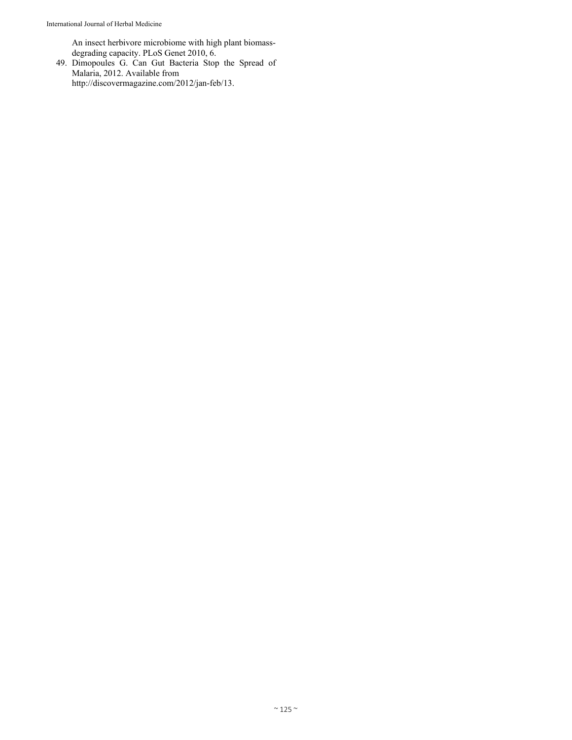An insect herbivore microbiome with high plant biomass-degrading capacity. PLoS Genet 2010, 6.

49. Dimopoules G. Can Gut Bacteria Stop the Spread of Malaria, 2012. Available from http://discovermagazine.com/2012/jan-feb/13.